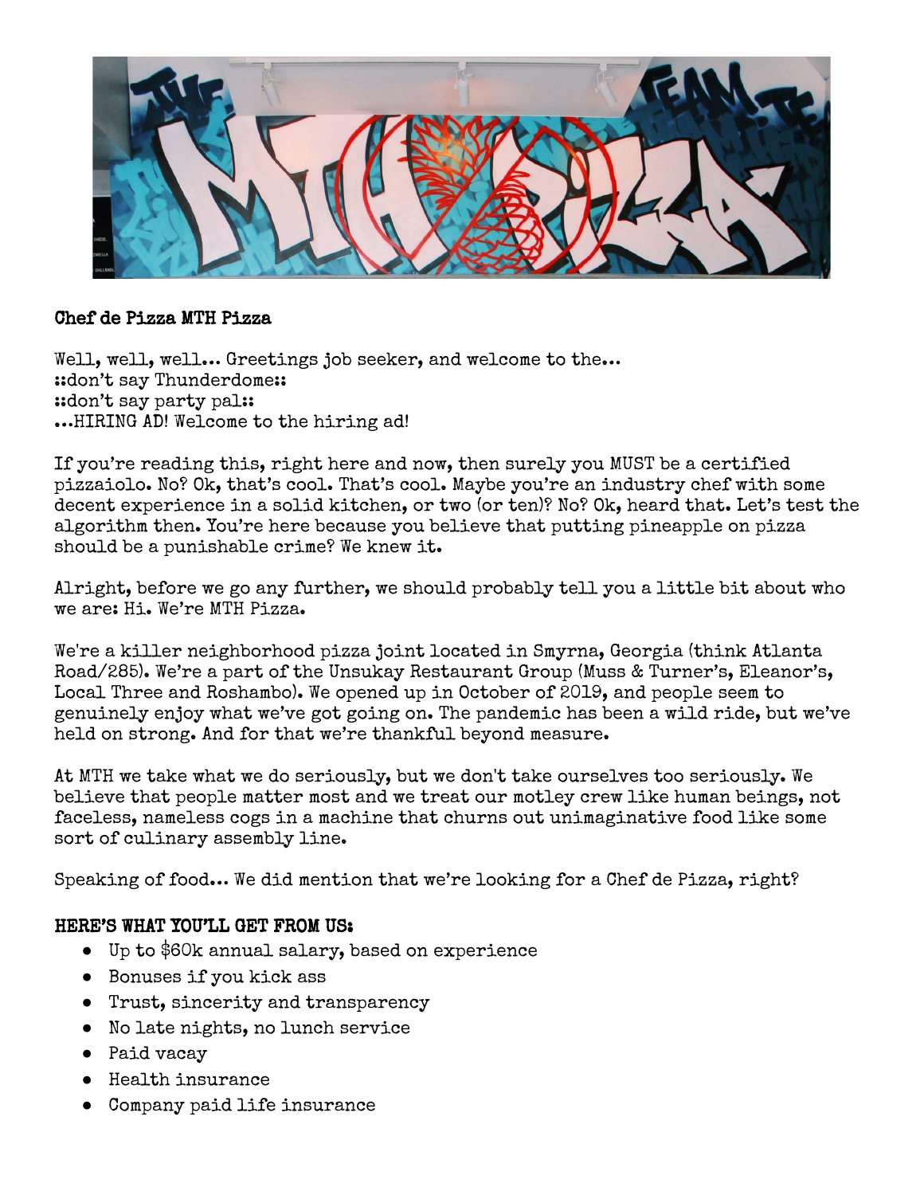**Chef de Pizza MTH Pizza**

Well, well, well… Greetings job seeker, and welcome to the…
::don't say Thunderdome::
::don't say party pal::
…HIRING AD! Welcome to the hiring ad!

If you're reading this, right here and now, then surely you MUST be a certified pizzaiolo. No? Ok, that's cool. That's cool. Maybe you're an industry chef with some decent experience in a solid kitchen, or two (or ten)? No? Ok, heard that. Let's test the algorithm then. You're here because you believe that putting pineapple on pizza should be a punishable crime? We knew it.

Alright, before we go any further, we should probably tell you a little bit about who we are: Hi. We're MTH Pizza.

We're a killer neighborhood pizza joint located in Smyrna, Georgia (think Atlanta Road/285). We're a part of the Unsukay Restaurant Group (Muss & Turner's, Eleanor's, Local Three and Roshambo). We opened up in October of 2019, and people seem to genuinely enjoy what we've got going on. The pandemic has been a wild ride, but we've held on strong. And for that we're thankful beyond measure.

At MTH we take what we do seriously, but we don't take ourselves too seriously. We believe that people matter most and we treat our motley crew like human beings, not faceless, nameless cogs in a machine that churns out unimaginative food like some sort of culinary assembly line.

Speaking of food… We did mention that we're looking for a Chef de Pizza, right?

**HERE'S WHAT YOU'LL GET FROM US:**

- Up to $60k annual salary, based on experience
- Bonuses if you kick ass
- Trust, sincerity and transparency
- No late nights, no lunch service
- Paid vacay
- Health insurance
- Company paid life insurance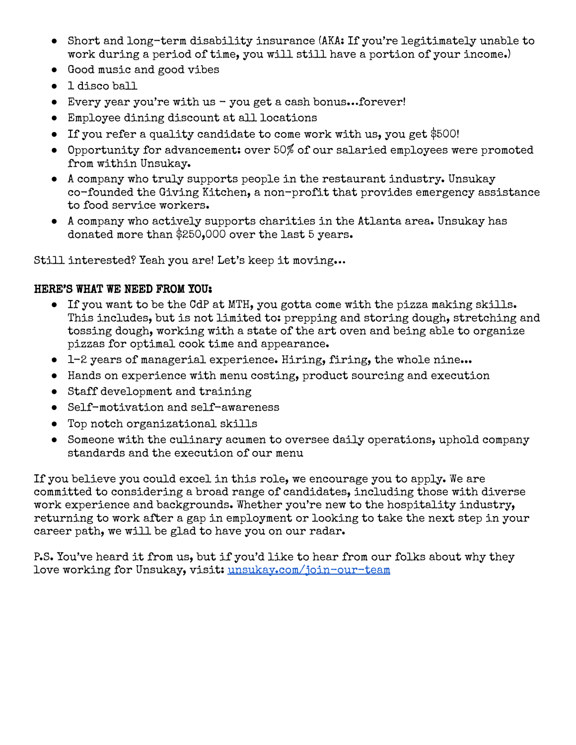- Short and long-term disability insurance (AKA: If you're legitimately unable to work during a period of time, you will still have a portion of your income.)
- Good music and good vibes
- 1 disco ball
- Every year you're with us - you get a cash bonus...forever!
- Employee dining discount at all locations
- If you refer a quality candidate to come work with us, you get $500!
- Opportunity for advancement: over 50% of our salaried employees were promoted from within Unsukay.
- A company who truly supports people in the restaurant industry. Unsukay co-founded the Giving Kitchen, a non-profit that provides emergency assistance to food service workers.
- A company who actively supports charities in the Atlanta area. Unsukay has donated more than $250,000 over the last 5 years.

Still interested? Yeah you are! Let's keep it moving...

**HERE'S WHAT WE NEED FROM YOU:**

- If you want to be the CdP at MTH, you gotta come with the pizza making skills. This includes, but is not limited to: prepping and storing dough, stretching and tossing dough, working with a state of the art oven and being able to organize pizzas for optimal cook time and appearance.
- 1-2 years of managerial experience. Hiring, firing, the whole nine...
- Hands on experience with menu costing, product sourcing and execution
- Staff development and training
- Self-motivation and self-awareness
- Top notch organizational skills
- Someone with the culinary acumen to oversee daily operations, uphold company standards and the execution of our menu

If you believe you could excel in this role, we encourage you to apply. We are committed to considering a broad range of candidates, including those with diverse work experience and backgrounds. Whether you're new to the hospitality industry, returning to work after a gap in employment or looking to take the next step in your career path, we will be glad to have you on our radar.

P.S. You've heard it from us, but if you'd like to hear from our folks about why they love working for Unsukay, visit: [unsukay.com/join-our-team](unsukay.com/join-our-team)